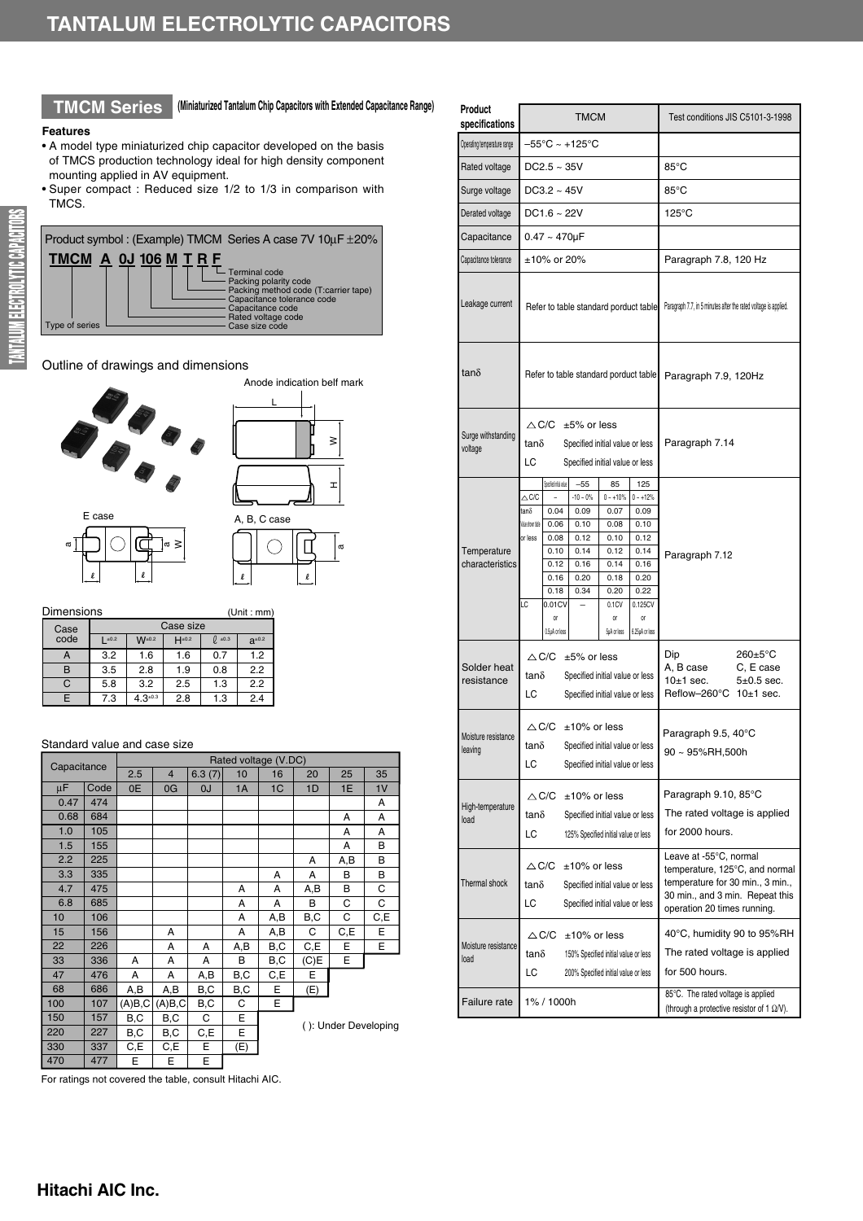# TANTALUM ELECTROLYTIC CAPACITORS

## TMCM Series (Miniaturized Tantalum Chip Capacitors with Extended Capacitance Range)

**Features**

- A model type miniaturized chip capacitor developed on the basis of TMCS production technology ideal for high density component mounting applied in AV equipment.
- Super compact : Reduced size 1/2 to 1/3 in comparison with TMCS.

Product symbol : (Example) TMCM Series A case 7V 10µF ±20%

**TMCM A 0J 106 M T R F**

- TMCM: Type of series
- A: Case size code
- 0J: Rated voltage code
- 106: Capacitance code
- M: Capacitance tolerance code
- T: Packing method code (T:carrier tape)
- R: Packing polarity code
- F: Terminal code

### Outline of drawings and dimensions

Anode indication belf mark

E case / A, B, C case

Dimensions (Unit : mm)

| Case code | L±0.2 | W±0.2 | H±0.2 | ℓ ±0.3 | a±0.2 |
|---|---|---|---|---|---|
| A | 3.2 | 1.6 | 1.6 | 0.7 | 1.2 |
| B | 3.5 | 2.8 | 1.9 | 0.8 | 2.2 |
| C | 5.8 | 3.2 | 2.5 | 1.3 | 2.2 |
| E | 7.3 | 4.3±0.3 | 2.8 | 1.3 | 2.4 |

### Standard value and case size

| Capacitance µF | Code | 2.5 (0E) | 4 (0G) | 6.3 (7) (0J) | 10 (1A) | 16 (1C) | 20 (1D) | 25 (1E) | 35 (1V) |
|---|---|---|---|---|---|---|---|---|---|
| 0.47 | 474 | | | | | | | | A |
| 0.68 | 684 | | | | | | | A | A |
| 1.0 | 105 | | | | | | | A | A |
| 1.5 | 155 | | | | | | | A | B |
| 2.2 | 225 | | | | | | A | A,B | B |
| 3.3 | 335 | | | | | A | A | B | B |
| 4.7 | 475 | | | | A | A | A,B | B | C |
| 6.8 | 685 | | | | A | A | B | C | C |
| 10 | 106 | | | | A | A,B | B,C | C | C,E |
| 15 | 156 | | A | | A | A,B | C | C,E | E |
| 22 | 226 | | A | A | A,B | B,C | C,E | E | E |
| 33 | 336 | A | A | A | B | B,C | (C)E | E | |
| 47 | 476 | A | A | A,B | B,C | C,E | E | | |
| 68 | 686 | A,B | A,B | B,C | B,C | E | (E) | | |
| 100 | 107 | (A)B,C | (A)B,C | B,C | C | E | | | |
| 150 | 157 | B,C | B,C | C | E | | | | |
| 220 | 227 | B,C | B,C | C,E | E | | | | |
| 330 | 337 | C,E | C,E | E | (E) | | | | |
| 470 | 477 | E | E | E | | | | | |

( ): Under Developing

For ratings not covered the table, consult Hitachi AIC.

| Product specifications | TMCM | Test conditions JIS C5101-3-1998 |
|---|---|---|
| Operating temperature range | –55°C ~ +125°C | |
| Rated voltage | DC2.5 ~ 35V | 85°C |
| Surge voltage | DC3.2 ~ 45V | 85°C |
| Derated voltage | DC1.6 ~ 22V | 125°C |
| Capacitance | 0.47 ~ 470µF | |
| Capacitance tolerance | ±10% or 20% | Paragraph 7.8, 120 Hz |
| Leakage current | Refer to table standard porduct table | Paragraph 7.7, in 5 minutes after the rated voltage is applied. |
| tanδ | Refer to table standard porduct table | Paragraph 7.9, 120Hz |
| Surge withstanding voltage | △C/C ±5% or less; tanδ Specified initial value or less; LC Specified initial value or less | Paragraph 7.14 |
| Temperature characteristics | (see table below) | Paragraph 7.12 |
| Solder heat resistance | △C/C ±5% or less; tanδ Specified initial value or less; LC Specified initial value or less | Dip 260±5°C; A, B case 10±1 sec.; C, E case 5±0.5 sec.; Reflow–260°C 10±1 sec. |
| Moisture resistance leaving | △C/C ±10% or less; tanδ Specified initial value or less; LC Specified initial value or less | Paragraph 9.5, 40°C 90 ~ 95%RH,500h |
| High-temperature load | △C/C ±10% or less; tanδ Specified initial value or less; LC 125% Specified initial value or less | Paragraph 9.10, 85°C The rated voltage is applied for 2000 hours. |
| Thermal shock | △C/C ±10% or less; tanδ Specified initial value or less; LC Specified initial value or less | Leave at -55°C, normal temperature, 125°C, and normal temperature for 30 min., 3 min., 30 min., and 3 min. Repeat this operation 20 times running. |
| Moisture resistance load | △C/C ±10% or less; tanδ 150% Specified initial value or less; LC 200% Specified initial value or less | 40°C, humidity 90 to 95%RH The rated voltage is applied for 500 hours. |
| Failure rate | 1% / 1000h | 85°C. The rated voltage is applied (through a protective resistor of 1 Ω/V). |

Temperature characteristics:

| | Specified initial value | –55 | 85 | 125 |
|---|---|---|---|---|
| △C/C | – | -10 ~ 0% | 0 ~ +10% | 0 ~ +12% |
| tanδ | 0.04 | 0.09 | 0.07 | 0.09 |
| Value shown table or less | 0.06 | 0.10 | 0.08 | 0.10 |
| | 0.08 | 0.12 | 0.10 | 0.12 |
| | 0.10 | 0.14 | 0.12 | 0.14 |
| | 0.12 | 0.16 | 0.14 | 0.16 |
| | 0.16 | 0.20 | 0.18 | 0.20 |
| | 0.18 | 0.34 | 0.20 | 0.22 |
| LC | 0.01CV or 0.5µA or less | – | 0.1CV or 5µA or less | 0.125CV or 6.25µA or less |

**Hitachi AIC Inc.**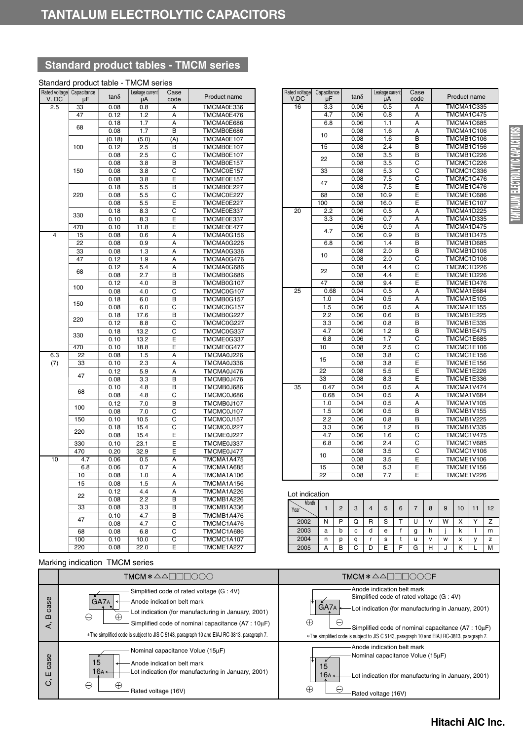# TANTALUM ELECTROLYTIC CAPACITORS

## Standard product tables - TMCM series

Standard product table - TMCM series

| Rated voltage V. DC | Capacitance µF | tanδ | Leakage current µA | Case code | Product name |
|---|---|---|---|---|---|
| 2.5 | 33 | 0.08 | 0.8 | A | TMCMA0E336 |
| | 47 | 0.12 | 1.2 | A | TMCMA0E476 |
| | 68 | 0.18 | 1.7 | A | TMCMA0E686 |
| | | 0.08 | 1.7 | B | TMCMB0E686 |
| | 100 | (0.18) | (5.0) | (A) | TMCMA0E107 |
| | | 0.12 | 2.5 | B | TMCMB0E107 |
| | | 0.08 | 2.5 | C | TMCMB0E107 |
| | 150 | 0.08 | 3.8 | B | TMCMB0E157 |
| | | 0.08 | 3.8 | C | TMCMC0E157 |
| | | 0.08 | 3.8 | E | TMCME0E157 |
| | 220 | 0.18 | 5.5 | B | TMCMB0E227 |
| | | 0.08 | 5.5 | C | TMCMC0E227 |
| | | 0.08 | 5.5 | E | TMCME0E227 |
| | 330 | 0.18 | 8.3 | C | TMCME0E337 |
| | | 0.10 | 8.3 | E | TMCME0E337 |
| | 470 | 0.10 | 11.8 | E | TMCME0E477 |
| 4 | 15 | 0.08 | 0.6 | A | TMCMA0G156 |
| | 22 | 0.08 | 0.9 | A | TMCMA0G226 |
| | 33 | 0.08 | 1.3 | A | TMCMA0G336 |
| | 47 | 0.12 | 1.9 | A | TMCMA0G476 |
| | 68 | 0.12 | 5.4 | A | TMCMA0G686 |
| | | 0.08 | 2.7 | B | TMCMB0G686 |
| | 100 | 0.12 | 4.0 | B | TMCMB0G107 |
| | | 0.08 | 4.0 | C | TMCMC0G107 |
| | 150 | 0.18 | 6.0 | B | TMCMB0G157 |
| | | 0.08 | 6.0 | C | TMCMC0G157 |
| | 220 | 0.18 | 17.6 | B | TMCMB0G227 |
| | | 0.12 | 8.8 | C | TMCMC0G227 |
| | 330 | 0.18 | 13.2 | C | TMCMC0G337 |
| | | 0.10 | 13.2 | E | TMCME0G337 |
| | 470 | 0.10 | 18.8 | E | TMCME0G477 |
| 6.3 (7) | 22 | 0.08 | 1.5 | A | TMCMA0J226 |
| | 33 | 0.10 | 2.3 | A | TMCMA0J336 |
| | 47 | 0.12 | 5.9 | A | TMCMA0J476 |
| | | 0.08 | 3.3 | B | TMCMB0J476 |
| | 68 | 0.10 | 4.8 | B | TMCMB0J686 |
| | | 0.08 | 4.8 | C | TMCMC0J686 |
| | 100 | 0.12 | 7.0 | B | TMCMB0J107 |
| | | 0.08 | 7.0 | C | TMCMC0J107 |
| | 150 | 0.10 | 10.5 | C | TMCMC0J157 |
| | 220 | 0.18 | 15.4 | C | TMCMC0J227 |
| | | 0.08 | 15.4 | E | TMCME0J227 |
| | 330 | 0.10 | 23.1 | E | TMCME0J337 |
| | 470 | 0.20 | 32.9 | E | TMCME0J477 |
| 10 | 4.7 | 0.06 | 0.5 | A | TMCMA1A475 |
| | 6.8 | 0.06 | 0.7 | A | TMCMA1A685 |
| | 10 | 0.08 | 1.0 | A | TMCMA1A106 |
| | 15 | 0.08 | 1.5 | A | TMCMA1A156 |
| | 22 | 0.12 | 4.4 | A | TMCMA1A226 |
| | | 0.08 | 2.2 | B | TMCMB1A226 |
| | 33 | 0.08 | 3.3 | B | TMCMB1A336 |
| | 47 | 0.10 | 4.7 | B | TMCMB1A476 |
| | | 0.08 | 4.7 | C | TMCMC1A476 |
| | 68 | 0.08 | 6.8 | C | TMCMC1A686 |
| | 100 | 0.10 | 10.0 | C | TMCMC1A107 |
| | 220 | 0.08 | 22.0 | E | TMCME1A227 |
| 16 | 3.3 | 0.06 | 0.5 | A | TMCMA1C335 |
| | 4.7 | 0.06 | 0.8 | A | TMCMA1C475 |
| | 6.8 | 0.06 | 1.1 | A | TMCMA1C685 |
| | 10 | 0.08 | 1.6 | A | TMCMA1C106 |
| | | 0.08 | 1.6 | B | TMCMB1C106 |
| | 15 | 0.08 | 2.4 | B | TMCMB1C156 |
| | 22 | 0.08 | 3.5 | B | TMCMB1C226 |
| | | 0.08 | 3.5 | C | TMCMC1C226 |
| | 33 | 0.08 | 5.3 | C | TMCMC1C336 |
| | 47 | 0.08 | 7.5 | C | TMCMC1C476 |
| | | 0.08 | 7.5 | E | TMCME1C476 |
| | 68 | 0.08 | 10.9 | E | TMCME1C686 |
| | 100 | 0.08 | 16.0 | E | TMCME1C107 |
| 20 | 2.2 | 0.06 | 0.5 | A | TMCMA1D225 |
| | 3.3 | 0.06 | 0.7 | A | TMCMA1D335 |
| | 4.7 | 0.06 | 0.9 | A | TMCMA1D475 |
| | | 0.06 | 0.9 | B | TMCMB1D475 |
| | 6.8 | 0.06 | 1.4 | B | TMCMB1D685 |
| | 10 | 0.08 | 2.0 | B | TMCMB1D106 |
| | | 0.08 | 2.0 | C | TMCMC1D106 |
| | 22 | 0.08 | 4.4 | C | TMCMC1D226 |
| | | 0.08 | 4.4 | E | TMCME1D226 |
| | 47 | 0.08 | 9.4 | E | TMCME1D476 |
| 25 | 0.68 | 0.04 | 0.5 | A | TMCMA1E684 |
| | 1.0 | 0.04 | 0.5 | A | TMCMA1E105 |
| | 1.5 | 0.06 | 0.5 | A | TMCMA1E155 |
| | 2.2 | 0.06 | 0.6 | B | TMCMB1E225 |
| | 3.3 | 0.06 | 0.8 | B | TMCMB1E335 |
| | 4.7 | 0.06 | 1.2 | B | TMCMB1E475 |
| | 6.8 | 0.06 | 1.7 | C | TMCMC1E685 |
| | 10 | 0.08 | 2.5 | C | TMCMC1E106 |
| | 15 | 0.08 | 3.8 | C | TMCMC1E156 |
| | | 0.08 | 3.8 | E | TMCME1E156 |
| | 22 | 0.08 | 5.5 | E | TMCME1E226 |
| | 33 | 0.08 | 8.3 | E | TMCME1E336 |
| 35 | 0.47 | 0.04 | 0.5 | A | TMCMA1V474 |
| | 0.68 | 0.04 | 0.5 | A | TMCMA1V684 |
| | 1.0 | 0.04 | 0.5 | A | TMCMA1V105 |
| | 1.5 | 0.06 | 0.5 | B | TMCMB1V155 |
| | 2.2 | 0.06 | 0.8 | B | TMCMB1V225 |
| | 3.3 | 0.06 | 1.2 | B | TMCMB1V335 |
| | 4.7 | 0.06 | 1.6 | C | TMCMC1V475 |
| | 6.8 | 0.06 | 2.4 | C | TMCMC1V685 |
| | 10 | 0.08 | 3.5 | C | TMCMC1V106 |
| | | 0.08 | 3.5 | E | TMCME1V106 |
| | 15 | 0.08 | 5.3 | E | TMCME1V156 |
| | 22 | 0.08 | 7.7 | E | TMCME1V226 |

Lot indication

| Year \ Month | 1 | 2 | 3 | 4 | 5 | 6 | 7 | 8 | 9 | 10 | 11 | 12 |
|---|---|---|---|---|---|---|---|---|---|---|---|---|
| 2002 | N | P | Q | R | S | T | U | V | W | X | Y | Z |
| 2003 | a | b | c | d | e | f | g | h | j | k | l | m |
| 2004 | n | p | q | r | s | t | u | v | w | x | y | z |
| 2005 | A | B | C | D | E | F | G | H | J | K | L | M |

Marking indication TMCM series

| | TMCM∗△△□□□○○○ | TMCM∗△△□□□○○○F |
|---|---|---|
| A, B case | GA7A — Simplified code of rated voltage (G : 4V); Anode indication belt mark; Lot indication (for manufacturing in January, 2001); Simplified code of nominal capacitance (A7 : 10µF) ∗The simplified code is subject to JIS C 5143, paragraph 10 and EIAJ RC-3813, paragraph 7. | GA7A — Anode indication belt mark; Simplified code of rated voltage (G : 4V); Lot indication (for manufacturing in January, 2001); Simplified code of nominal capacitance (A7 : 10µF) ∗The simplified code is subject to JIS C 5143, paragraph 10 and EIAJ RC-3813, paragraph 7. |
| C, E case | 15 / 16A — Nominal capacitance Volue (15µF); Anode indication belt mark; Lot indication (for manufacturing in January, 2001); Rated voltage (16V) | 15 / 16A — Anode indication belt mark; Nominal capacitance Volue (15µF); Lot indication (for manufacturing in January, 2001); Rated voltage (16V) |

Hitachi AIC Inc.